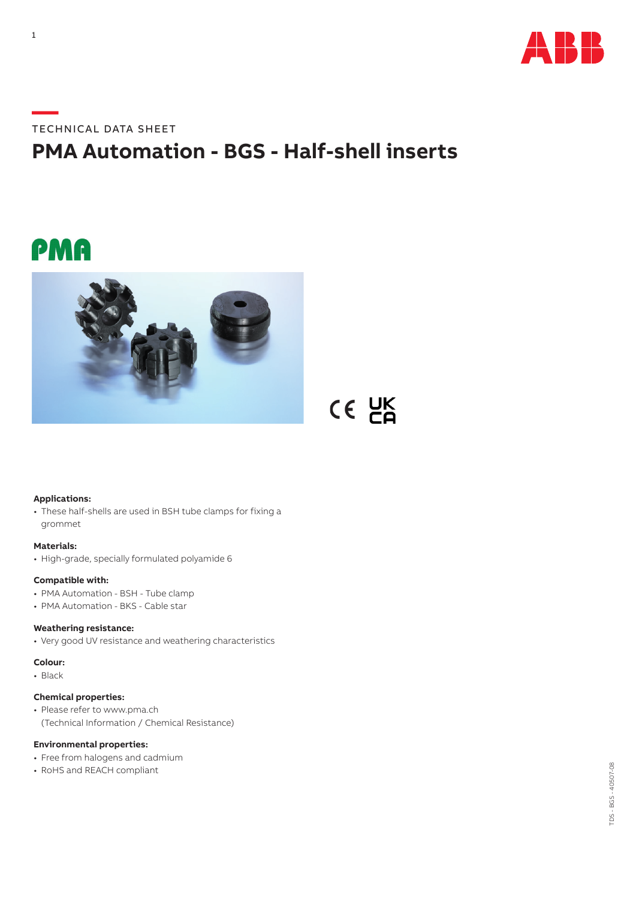TECHNICAL DATA SHEET

# PMA Automation - BGS - Half-shell inserts

**Applications:**
- These half-shells are used in BSH tube clamps for fixing a grommet

**Materials:**
- High-grade, specially formulated polyamide 6

**Compatible with:**
- PMA Automation - BSH - Tube clamp
- PMA Automation - BKS - Cable star

**Weathering resistance:**
- Very good UV resistance and weathering characteristics

**Colour:**
- Black

**Chemical properties:**
- Please refer to www.pma.ch (Technical Information / Chemical Resistance)

**Environmental properties:**
- Free from halogens and cadmium
- RoHS and REACH compliant

TDS - BGS - 40507-08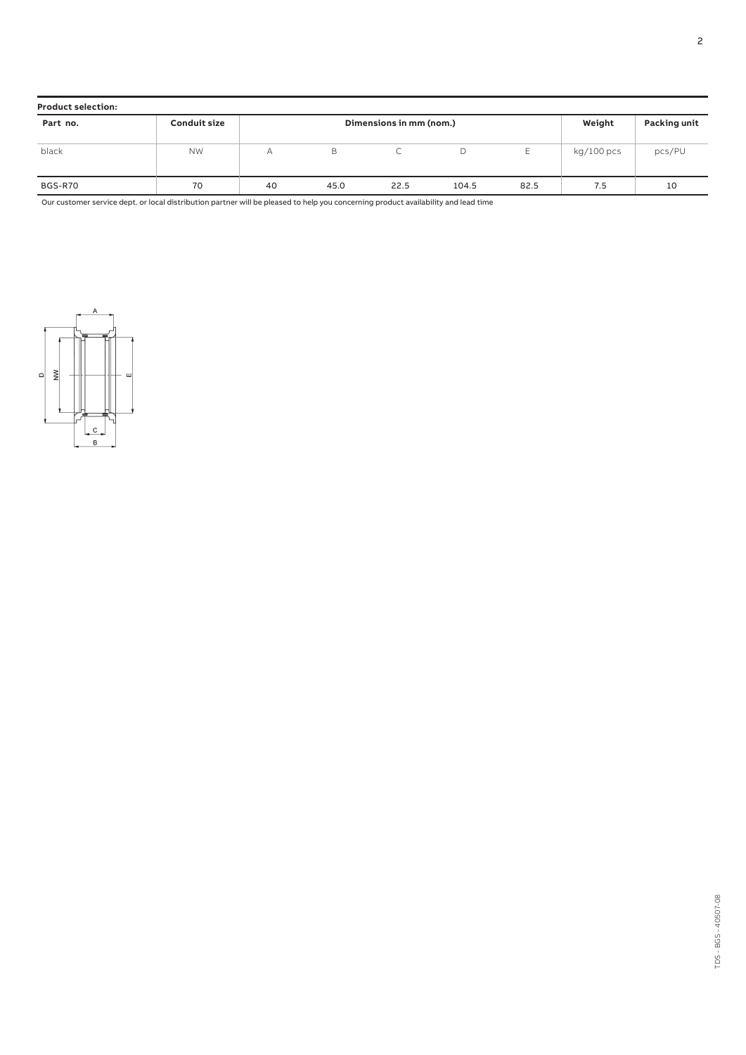**Product selection:**

| Part no. | Conduit size | Dimensions in mm (nom.) | | | | | Weight | Packing unit |
|---|---|---|---|---|---|---|---|---|
| black | NW | A | B | C | D | E | kg/100 pcs | pcs/PU |
| BGS-R70 | 70 | 40 | 45.0 | 22.5 | 104.5 | 82.5 | 7.5 | 10 |

Our customer service dept. or local distribution partner will be pleased to help you concerning product availability and lead time

TDS - BGS - 40507-08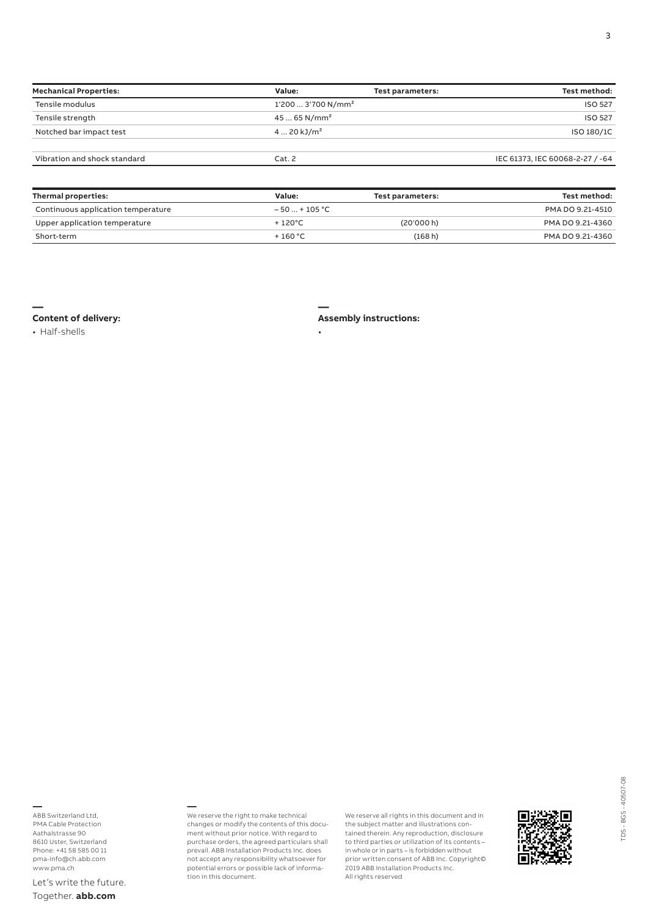| Mechanical Properties: | Value: | Test parameters: | Test method: |
| --- | --- | --- | --- |
| Tensile modulus | 1'200 ... 3'700 N/mm² | | ISO 527 |
| Tensile strength | 45 ... 65 N/mm² | | ISO 527 |
| Notched bar impact test | 4 ... 20 kJ/m² | | ISO 180/1C |
| Vibration and shock standard | Cat. 2 | | IEC 61373, IEC 60068-2-27 / -64 |

| Thermal properties: | Value: | Test parameters: | Test method: |
| --- | --- | --- | --- |
| Continuous application temperature | – 50 ... + 105 °C | | PMA DO 9.21-4510 |
| Upper application temperature | + 120°C | (20'000 h) | PMA DO 9.21-4360 |
| Short-term | + 160 °C | (168 h) | PMA DO 9.21-4360 |

## Content of delivery:

- Half-shells

## Assembly instructions:

-

ABB Switzerland Ltd,
PMA Cable Protection
Aathalstrasse 90
8610 Uster, Switzerland
Phone: +41 58 585 00 11
pma-info@ch.abb.com
www.pma.ch

Let's write the future.
Together. **abb.com**

We reserve the right to make technical changes or modify the contents of this document without prior notice. With regard to purchase orders, the agreed particulars shall prevail. ABB Installation Products Inc. does not accept any responsibility whatsoever for potential errors or possible lack of information in this document.

We reserve all rights in this document and in the subject matter and illustrations contained therein. Any reproduction, disclosure to third parties or utilization of its contents – in whole or in parts – is forbidden without prior written consent of ABB Inc. Copyright© 2019 ABB Installation Products Inc. All rights reserved

TDS - BGS - 40507-08